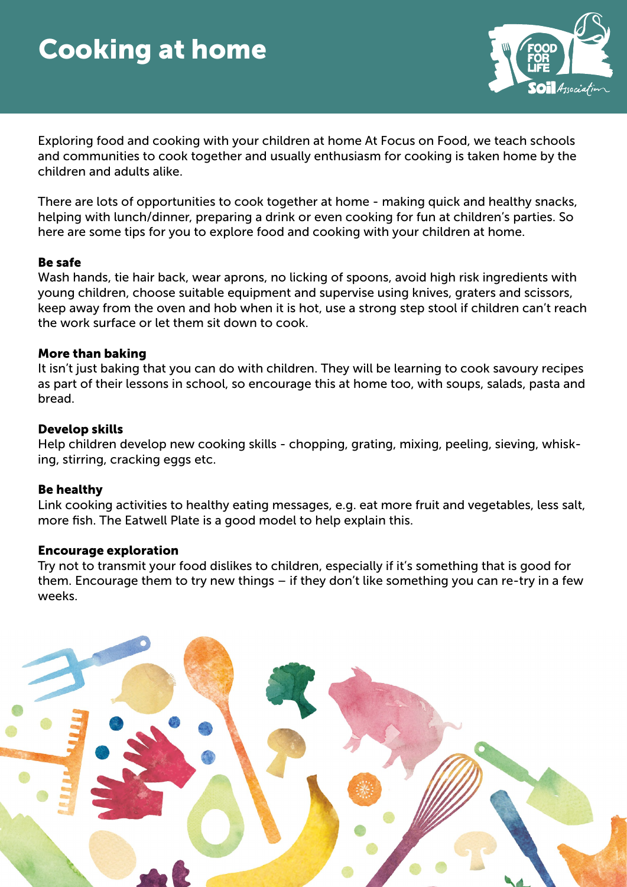# Cooking at home

Exploring food and cooking with your children at home At Focus on Food, we teach schools and communities to cook together and usually enthusiasm for cooking is taken home by the children and adults alike.

There are lots of opportunities to cook together at home - making quick and healthy snacks, helping with lunch/dinner, preparing a drink or even cooking for fun at children's parties. So here are some tips for you to explore food and cooking with your children at home.

**Be safe**
Wash hands, tie hair back, wear aprons, no licking of spoons, avoid high risk ingredients with young children, choose suitable equipment and supervise using knives, graters and scissors, keep away from the oven and hob when it is hot, use a strong step stool if children can't reach the work surface or let them sit down to cook.

**More than baking**
It isn't just baking that you can do with children. They will be learning to cook savoury recipes as part of their lessons in school, so encourage this at home too, with soups, salads, pasta and bread.

**Develop skills**
Help children develop new cooking skills - chopping, grating, mixing, peeling, sieving, whisking, stirring, cracking eggs etc.

**Be healthy**
Link cooking activities to healthy eating messages, e.g. eat more fruit and vegetables, less salt, more fish. The Eatwell Plate is a good model to help explain this.

**Encourage exploration**
Try not to transmit your food dislikes to children, especially if it's something that is good for them. Encourage them to try new things – if they don't like something you can re-try in a few weeks.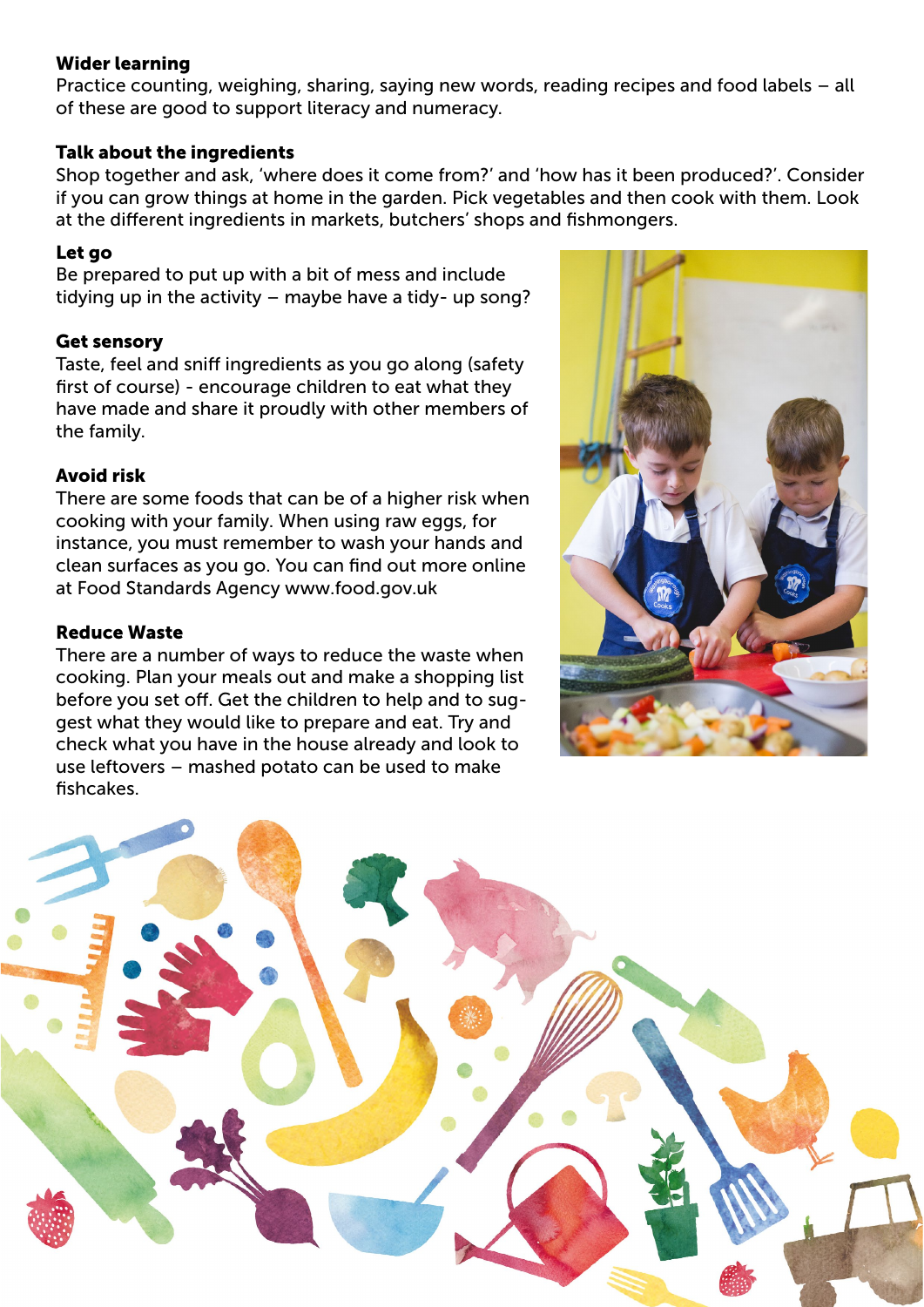**Wider learning**
Practice counting, weighing, sharing, saying new words, reading recipes and food labels – all of these are good to support literacy and numeracy.

**Talk about the ingredients**
Shop together and ask, 'where does it come from?' and 'how has it been produced?'. Consider if you can grow things at home in the garden. Pick vegetables and then cook with them. Look at the different ingredients in markets, butchers' shops and fishmongers.

**Let go**
Be prepared to put up with a bit of mess and include tidying up in the activity – maybe have a tidy- up song?

**Get sensory**
Taste, feel and sniff ingredients as you go along (safety first of course) - encourage children to eat what they have made and share it proudly with other members of the family.

**Avoid risk**
There are some foods that can be of a higher risk when cooking with your family. When using raw eggs, for instance, you must remember to wash your hands and clean surfaces as you go. You can find out more online at Food Standards Agency www.food.gov.uk

**Reduce Waste**
There are a number of ways to reduce the waste when cooking. Plan your meals out and make a shopping list before you set off. Get the children to help and to suggest what they would like to prepare and eat. Try and check what you have in the house already and look to use leftovers – mashed potato can be used to make fishcakes.